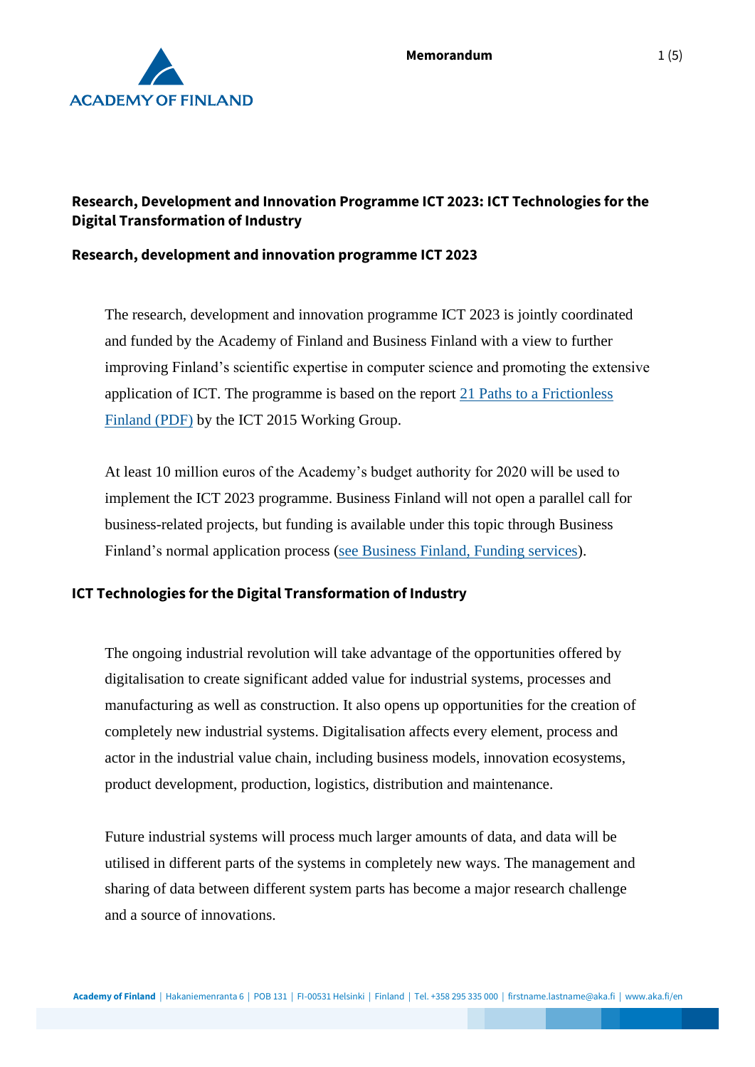## Research, Development and Innovation Programme ICT 2023: ICT Technologies for the Digital Transformation of Industry

### Research, development and innovation programme ICT 2023

The research, development and innovation programme ICT 2023 is jointly coordinated and funded by the Academy of Finland and Business Finland with a view to further improving Finland's scientific expertise in computer science and promoting the extensive application of ICT. The programme is based on the report [21 Paths to a Frictionless Finland (PDF)] by the ICT 2015 Working Group.

At least 10 million euros of the Academy's budget authority for 2020 will be used to implement the ICT 2023 programme. Business Finland will not open a parallel call for business-related projects, but funding is available under this topic through Business Finland's normal application process ([see Business Finland, Funding services]).

### ICT Technologies for the Digital Transformation of Industry

The ongoing industrial revolution will take advantage of the opportunities offered by digitalisation to create significant added value for industrial systems, processes and manufacturing as well as construction. It also opens up opportunities for the creation of completely new industrial systems. Digitalisation affects every element, process and actor in the industrial value chain, including business models, innovation ecosystems, product development, production, logistics, distribution and maintenance.

Future industrial systems will process much larger amounts of data, and data will be utilised in different parts of the systems in completely new ways. The management and sharing of data between different system parts has become a major research challenge and a source of innovations.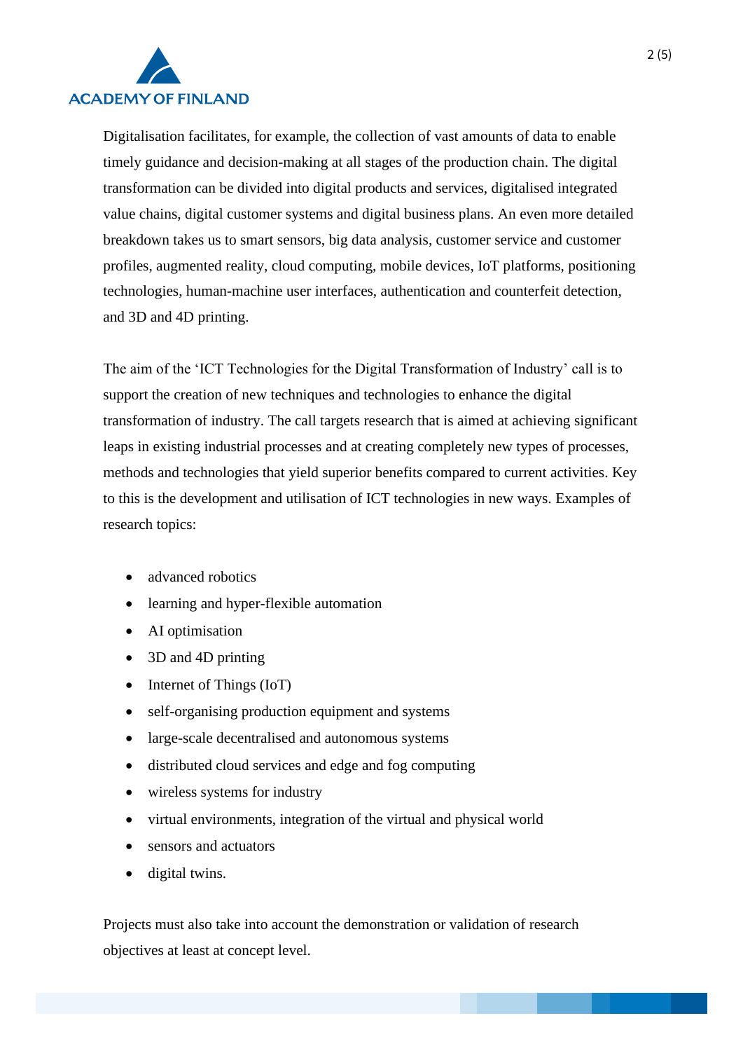Digitalisation facilitates, for example, the collection of vast amounts of data to enable timely guidance and decision-making at all stages of the production chain. The digital transformation can be divided into digital products and services, digitalised integrated value chains, digital customer systems and digital business plans. An even more detailed breakdown takes us to smart sensors, big data analysis, customer service and customer profiles, augmented reality, cloud computing, mobile devices, IoT platforms, positioning technologies, human-machine user interfaces, authentication and counterfeit detection, and 3D and 4D printing.

The aim of the 'ICT Technologies for the Digital Transformation of Industry' call is to support the creation of new techniques and technologies to enhance the digital transformation of industry. The call targets research that is aimed at achieving significant leaps in existing industrial processes and at creating completely new types of processes, methods and technologies that yield superior benefits compared to current activities. Key to this is the development and utilisation of ICT technologies in new ways. Examples of research topics:

- advanced robotics
- learning and hyper-flexible automation
- AI optimisation
- 3D and 4D printing
- Internet of Things (IoT)
- self-organising production equipment and systems
- large-scale decentralised and autonomous systems
- distributed cloud services and edge and fog computing
- wireless systems for industry
- virtual environments, integration of the virtual and physical world
- sensors and actuators
- digital twins.

Projects must also take into account the demonstration or validation of research objectives at least at concept level.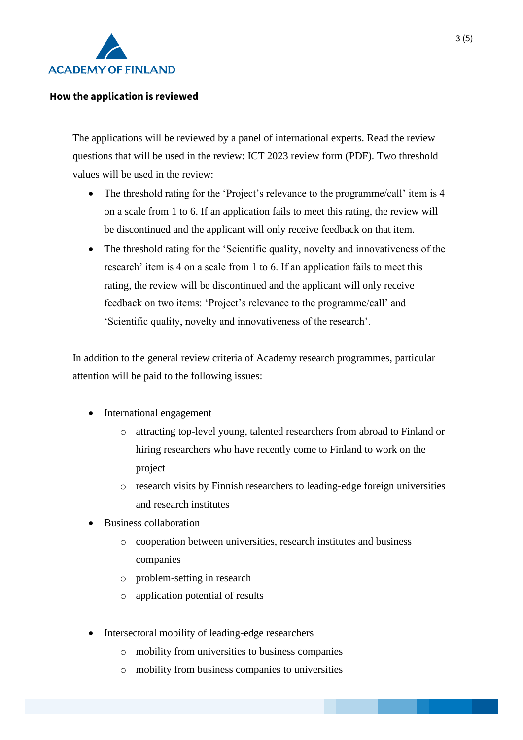**How the application is reviewed**

The applications will be reviewed by a panel of international experts. Read the review questions that will be used in the review: ICT 2023 review form (PDF). Two threshold values will be used in the review:

- The threshold rating for the 'Project's relevance to the programme/call' item is 4 on a scale from 1 to 6. If an application fails to meet this rating, the review will be discontinued and the applicant will only receive feedback on that item.
- The threshold rating for the 'Scientific quality, novelty and innovativeness of the research' item is 4 on a scale from 1 to 6. If an application fails to meet this rating, the review will be discontinued and the applicant will only receive feedback on two items: 'Project's relevance to the programme/call' and 'Scientific quality, novelty and innovativeness of the research'.

In addition to the general review criteria of Academy research programmes, particular attention will be paid to the following issues:

- International engagement
  - attracting top-level young, talented researchers from abroad to Finland or hiring researchers who have recently come to Finland to work on the project
  - research visits by Finnish researchers to leading-edge foreign universities and research institutes
- Business collaboration
  - cooperation between universities, research institutes and business companies
  - problem-setting in research
  - application potential of results
- Intersectoral mobility of leading-edge researchers
  - mobility from universities to business companies
  - mobility from business companies to universities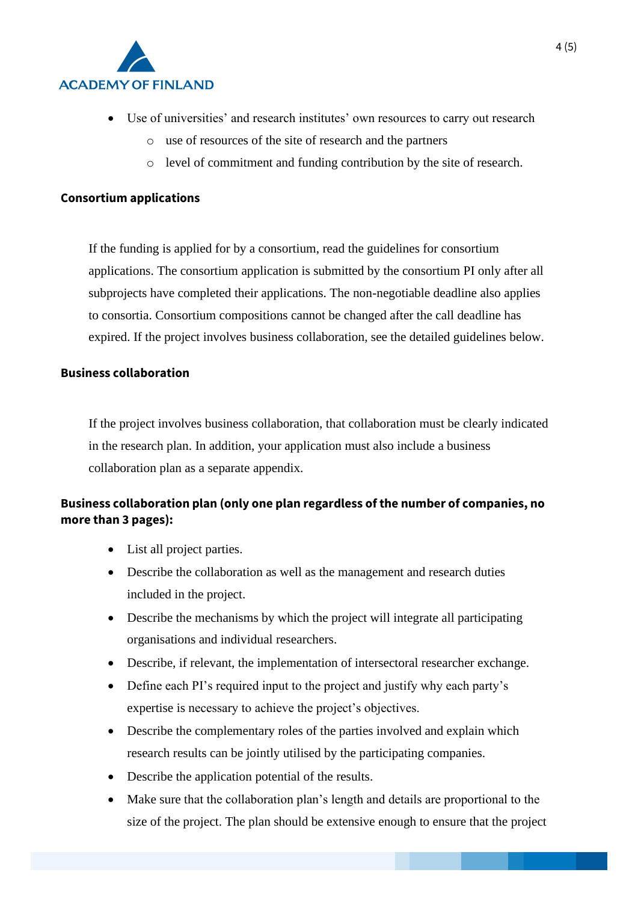- Use of universities' and research institutes' own resources to carry out research
  - use of resources of the site of research and the partners
  - level of commitment and funding contribution by the site of research.

**Consortium applications**

If the funding is applied for by a consortium, read the guidelines for consortium applications. The consortium application is submitted by the consortium PI only after all subprojects have completed their applications. The non-negotiable deadline also applies to consortia. Consortium compositions cannot be changed after the call deadline has expired. If the project involves business collaboration, see the detailed guidelines below.

**Business collaboration**

If the project involves business collaboration, that collaboration must be clearly indicated in the research plan. In addition, your application must also include a business collaboration plan as a separate appendix.

**Business collaboration plan (only one plan regardless of the number of companies, no more than 3 pages):**

- List all project parties.
- Describe the collaboration as well as the management and research duties included in the project.
- Describe the mechanisms by which the project will integrate all participating organisations and individual researchers.
- Describe, if relevant, the implementation of intersectoral researcher exchange.
- Define each PI's required input to the project and justify why each party's expertise is necessary to achieve the project's objectives.
- Describe the complementary roles of the parties involved and explain which research results can be jointly utilised by the participating companies.
- Describe the application potential of the results.
- Make sure that the collaboration plan's length and details are proportional to the size of the project. The plan should be extensive enough to ensure that the project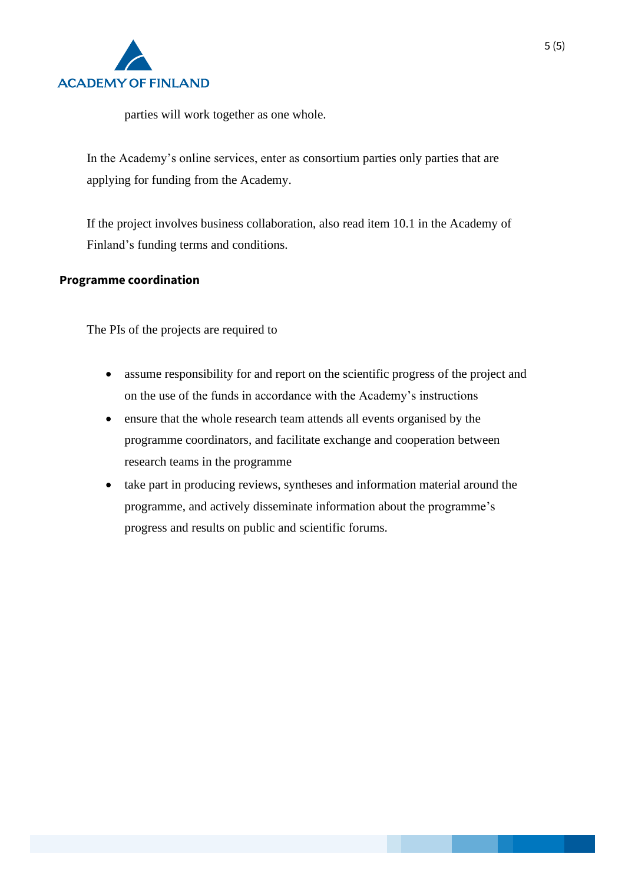parties will work together as one whole.

In the Academy's online services, enter as consortium parties only parties that are applying for funding from the Academy.

If the project involves business collaboration, also read item 10.1 in the Academy of Finland's funding terms and conditions.

**Programme coordination**

The PIs of the projects are required to

- assume responsibility for and report on the scientific progress of the project and on the use of the funds in accordance with the Academy's instructions
- ensure that the whole research team attends all events organised by the programme coordinators, and facilitate exchange and cooperation between research teams in the programme
- take part in producing reviews, syntheses and information material around the programme, and actively disseminate information about the programme's progress and results on public and scientific forums.